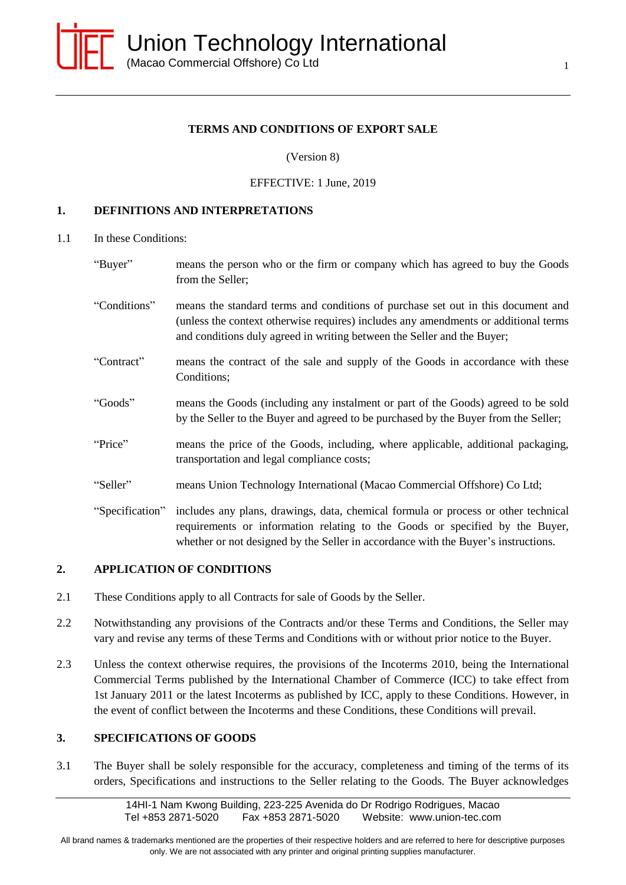**TERMS AND CONDITIONS OF EXPORT SALE**

(Version 8)

EFFECTIVE: 1 June, 2019

## 1. DEFINITIONS AND INTERPRETATIONS

1.1 In these Conditions:

| | |
|---|---|
| "Buyer" | means the person who or the firm or company which has agreed to buy the Goods from the Seller; |
| "Conditions" | means the standard terms and conditions of purchase set out in this document and (unless the context otherwise requires) includes any amendments or additional terms and conditions duly agreed in writing between the Seller and the Buyer; |
| "Contract" | means the contract of the sale and supply of the Goods in accordance with these Conditions; |
| "Goods" | means the Goods (including any instalment or part of the Goods) agreed to be sold by the Seller to the Buyer and agreed to be purchased by the Buyer from the Seller; |
| "Price" | means the price of the Goods, including, where applicable, additional packaging, transportation and legal compliance costs; |
| "Seller" | means Union Technology International (Macao Commercial Offshore) Co Ltd; |
| "Specification" | includes any plans, drawings, data, chemical formula or process or other technical requirements or information relating to the Goods or specified by the Buyer, whether or not designed by the Seller in accordance with the Buyer's instructions. |

## 2. APPLICATION OF CONDITIONS

2.1 These Conditions apply to all Contracts for sale of Goods by the Seller.

2.2 Notwithstanding any provisions of the Contracts and/or these Terms and Conditions, the Seller may vary and revise any terms of these Terms and Conditions with or without prior notice to the Buyer.

2.3 Unless the context otherwise requires, the provisions of the Incoterms 2010, being the International Commercial Terms published by the International Chamber of Commerce (ICC) to take effect from 1st January 2011 or the latest Incoterms as published by ICC, apply to these Conditions. However, in the event of conflict between the Incoterms and these Conditions, these Conditions will prevail.

## 3. SPECIFICATIONS OF GOODS

3.1 The Buyer shall be solely responsible for the accuracy, completeness and timing of the terms of its orders, Specifications and instructions to the Seller relating to the Goods. The Buyer acknowledges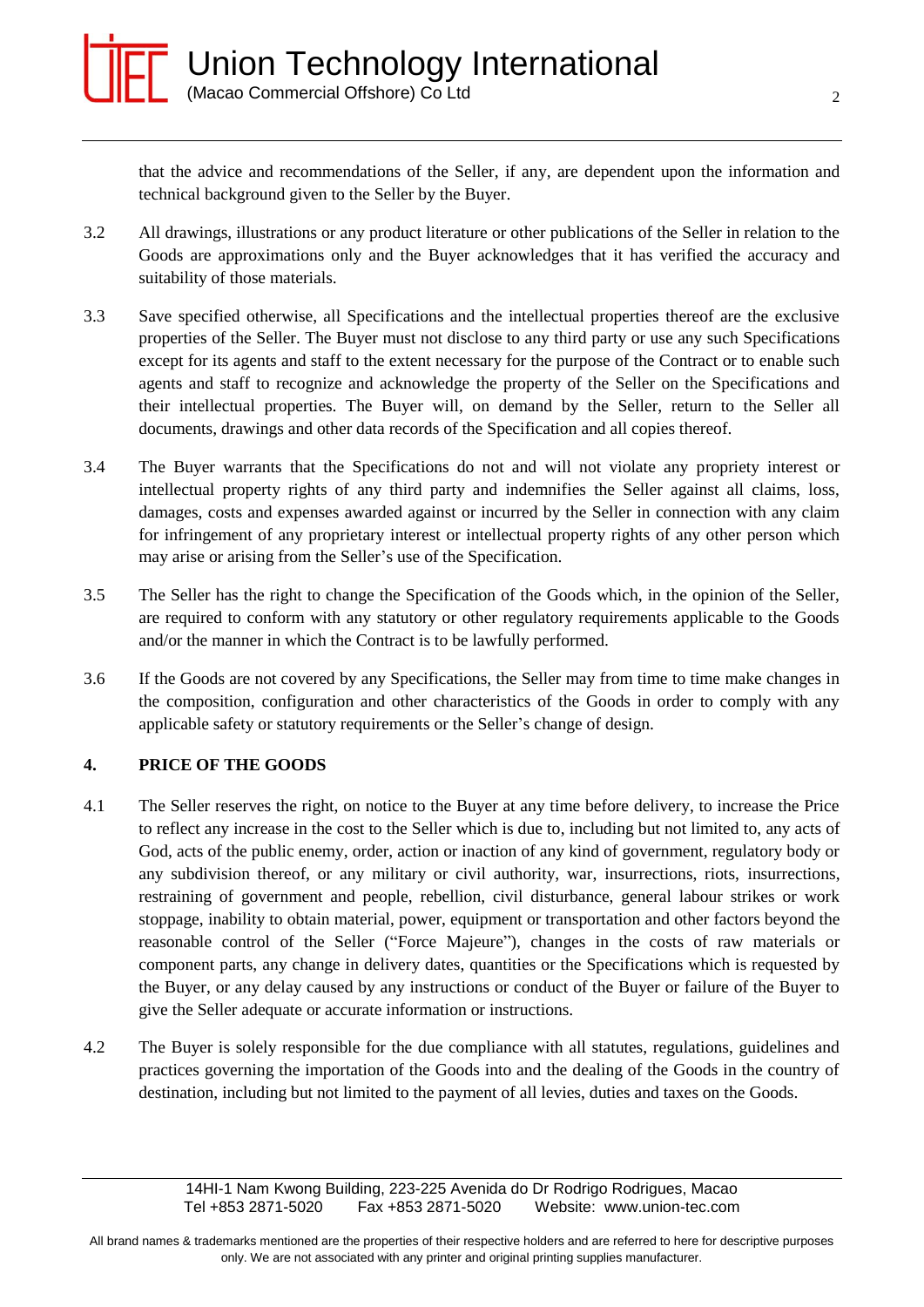that the advice and recommendations of the Seller, if any, are dependent upon the information and technical background given to the Seller by the Buyer.

3.2 All drawings, illustrations or any product literature or other publications of the Seller in relation to the Goods are approximations only and the Buyer acknowledges that it has verified the accuracy and suitability of those materials.

3.3 Save specified otherwise, all Specifications and the intellectual properties thereof are the exclusive properties of the Seller. The Buyer must not disclose to any third party or use any such Specifications except for its agents and staff to the extent necessary for the purpose of the Contract or to enable such agents and staff to recognize and acknowledge the property of the Seller on the Specifications and their intellectual properties. The Buyer will, on demand by the Seller, return to the Seller all documents, drawings and other data records of the Specification and all copies thereof.

3.4 The Buyer warrants that the Specifications do not and will not violate any propriety interest or intellectual property rights of any third party and indemnifies the Seller against all claims, loss, damages, costs and expenses awarded against or incurred by the Seller in connection with any claim for infringement of any proprietary interest or intellectual property rights of any other person which may arise or arising from the Seller's use of the Specification.

3.5 The Seller has the right to change the Specification of the Goods which, in the opinion of the Seller, are required to conform with any statutory or other regulatory requirements applicable to the Goods and/or the manner in which the Contract is to be lawfully performed.

3.6 If the Goods are not covered by any Specifications, the Seller may from time to time make changes in the composition, configuration and other characteristics of the Goods in order to comply with any applicable safety or statutory requirements or the Seller's change of design.

## 4. PRICE OF THE GOODS

4.1 The Seller reserves the right, on notice to the Buyer at any time before delivery, to increase the Price to reflect any increase in the cost to the Seller which is due to, including but not limited to, any acts of God, acts of the public enemy, order, action or inaction of any kind of government, regulatory body or any subdivision thereof, or any military or civil authority, war, insurrections, riots, insurrections, restraining of government and people, rebellion, civil disturbance, general labour strikes or work stoppage, inability to obtain material, power, equipment or transportation and other factors beyond the reasonable control of the Seller ("Force Majeure"), changes in the costs of raw materials or component parts, any change in delivery dates, quantities or the Specifications which is requested by the Buyer, or any delay caused by any instructions or conduct of the Buyer or failure of the Buyer to give the Seller adequate or accurate information or instructions.

4.2 The Buyer is solely responsible for the due compliance with all statutes, regulations, guidelines and practices governing the importation of the Goods into and the dealing of the Goods in the country of destination, including but not limited to the payment of all levies, duties and taxes on the Goods.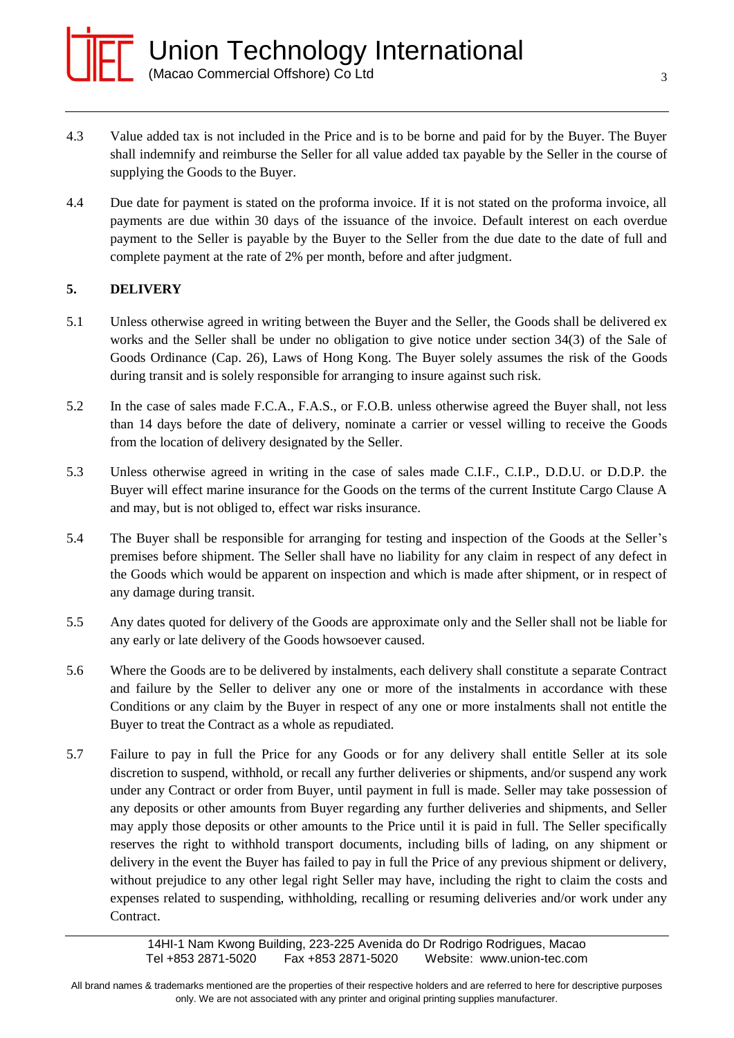4.3 Value added tax is not included in the Price and is to be borne and paid for by the Buyer. The Buyer shall indemnify and reimburse the Seller for all value added tax payable by the Seller in the course of supplying the Goods to the Buyer.

4.4 Due date for payment is stated on the proforma invoice. If it is not stated on the proforma invoice, all payments are due within 30 days of the issuance of the invoice. Default interest on each overdue payment to the Seller is payable by the Buyer to the Seller from the due date to the date of full and complete payment at the rate of 2% per month, before and after judgment.

## 5. DELIVERY

5.1 Unless otherwise agreed in writing between the Buyer and the Seller, the Goods shall be delivered ex works and the Seller shall be under no obligation to give notice under section 34(3) of the Sale of Goods Ordinance (Cap. 26), Laws of Hong Kong. The Buyer solely assumes the risk of the Goods during transit and is solely responsible for arranging to insure against such risk.

5.2 In the case of sales made F.C.A., F.A.S., or F.O.B. unless otherwise agreed the Buyer shall, not less than 14 days before the date of delivery, nominate a carrier or vessel willing to receive the Goods from the location of delivery designated by the Seller.

5.3 Unless otherwise agreed in writing in the case of sales made C.I.F., C.I.P., D.D.U. or D.D.P. the Buyer will effect marine insurance for the Goods on the terms of the current Institute Cargo Clause A and may, but is not obliged to, effect war risks insurance.

5.4 The Buyer shall be responsible for arranging for testing and inspection of the Goods at the Seller's premises before shipment. The Seller shall have no liability for any claim in respect of any defect in the Goods which would be apparent on inspection and which is made after shipment, or in respect of any damage during transit.

5.5 Any dates quoted for delivery of the Goods are approximate only and the Seller shall not be liable for any early or late delivery of the Goods howsoever caused.

5.6 Where the Goods are to be delivered by instalments, each delivery shall constitute a separate Contract and failure by the Seller to deliver any one or more of the instalments in accordance with these Conditions or any claim by the Buyer in respect of any one or more instalments shall not entitle the Buyer to treat the Contract as a whole as repudiated.

5.7 Failure to pay in full the Price for any Goods or for any delivery shall entitle Seller at its sole discretion to suspend, withhold, or recall any further deliveries or shipments, and/or suspend any work under any Contract or order from Buyer, until payment in full is made. Seller may take possession of any deposits or other amounts from Buyer regarding any further deliveries and shipments, and Seller may apply those deposits or other amounts to the Price until it is paid in full. The Seller specifically reserves the right to withhold transport documents, including bills of lading, on any shipment or delivery in the event the Buyer has failed to pay in full the Price of any previous shipment or delivery, without prejudice to any other legal right Seller may have, including the right to claim the costs and expenses related to suspending, withholding, recalling or resuming deliveries and/or work under any Contract.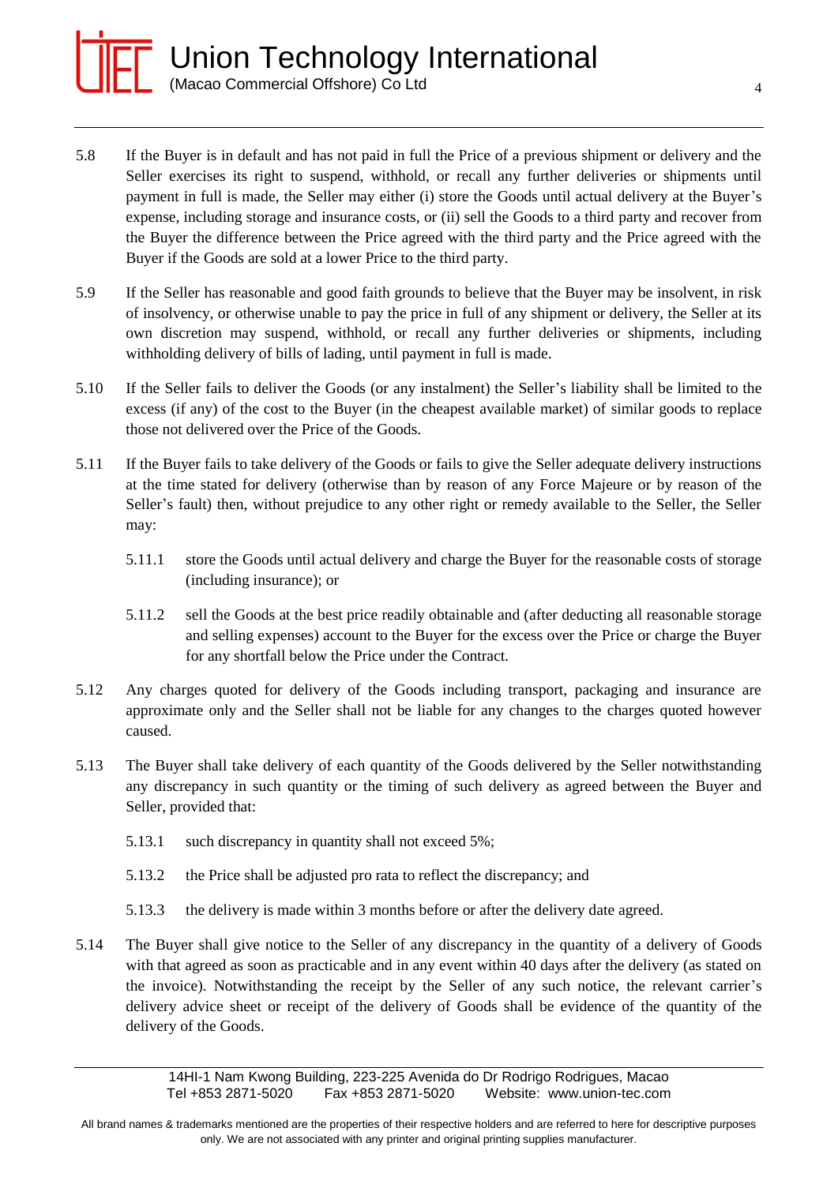5.8 If the Buyer is in default and has not paid in full the Price of a previous shipment or delivery and the Seller exercises its right to suspend, withhold, or recall any further deliveries or shipments until payment in full is made, the Seller may either (i) store the Goods until actual delivery at the Buyer's expense, including storage and insurance costs, or (ii) sell the Goods to a third party and recover from the Buyer the difference between the Price agreed with the third party and the Price agreed with the Buyer if the Goods are sold at a lower Price to the third party.

5.9 If the Seller has reasonable and good faith grounds to believe that the Buyer may be insolvent, in risk of insolvency, or otherwise unable to pay the price in full of any shipment or delivery, the Seller at its own discretion may suspend, withhold, or recall any further deliveries or shipments, including withholding delivery of bills of lading, until payment in full is made.

5.10 If the Seller fails to deliver the Goods (or any instalment) the Seller's liability shall be limited to the excess (if any) of the cost to the Buyer (in the cheapest available market) of similar goods to replace those not delivered over the Price of the Goods.

5.11 If the Buyer fails to take delivery of the Goods or fails to give the Seller adequate delivery instructions at the time stated for delivery (otherwise than by reason of any Force Majeure or by reason of the Seller's fault) then, without prejudice to any other right or remedy available to the Seller, the Seller may:

5.11.1 store the Goods until actual delivery and charge the Buyer for the reasonable costs of storage (including insurance); or

5.11.2 sell the Goods at the best price readily obtainable and (after deducting all reasonable storage and selling expenses) account to the Buyer for the excess over the Price or charge the Buyer for any shortfall below the Price under the Contract.

5.12 Any charges quoted for delivery of the Goods including transport, packaging and insurance are approximate only and the Seller shall not be liable for any changes to the charges quoted however caused.

5.13 The Buyer shall take delivery of each quantity of the Goods delivered by the Seller notwithstanding any discrepancy in such quantity or the timing of such delivery as agreed between the Buyer and Seller, provided that:

5.13.1 such discrepancy in quantity shall not exceed 5%;

5.13.2 the Price shall be adjusted pro rata to reflect the discrepancy; and

5.13.3 the delivery is made within 3 months before or after the delivery date agreed.

5.14 The Buyer shall give notice to the Seller of any discrepancy in the quantity of a delivery of Goods with that agreed as soon as practicable and in any event within 40 days after the delivery (as stated on the invoice). Notwithstanding the receipt by the Seller of any such notice, the relevant carrier's delivery advice sheet or receipt of the delivery of Goods shall be evidence of the quantity of the delivery of the Goods.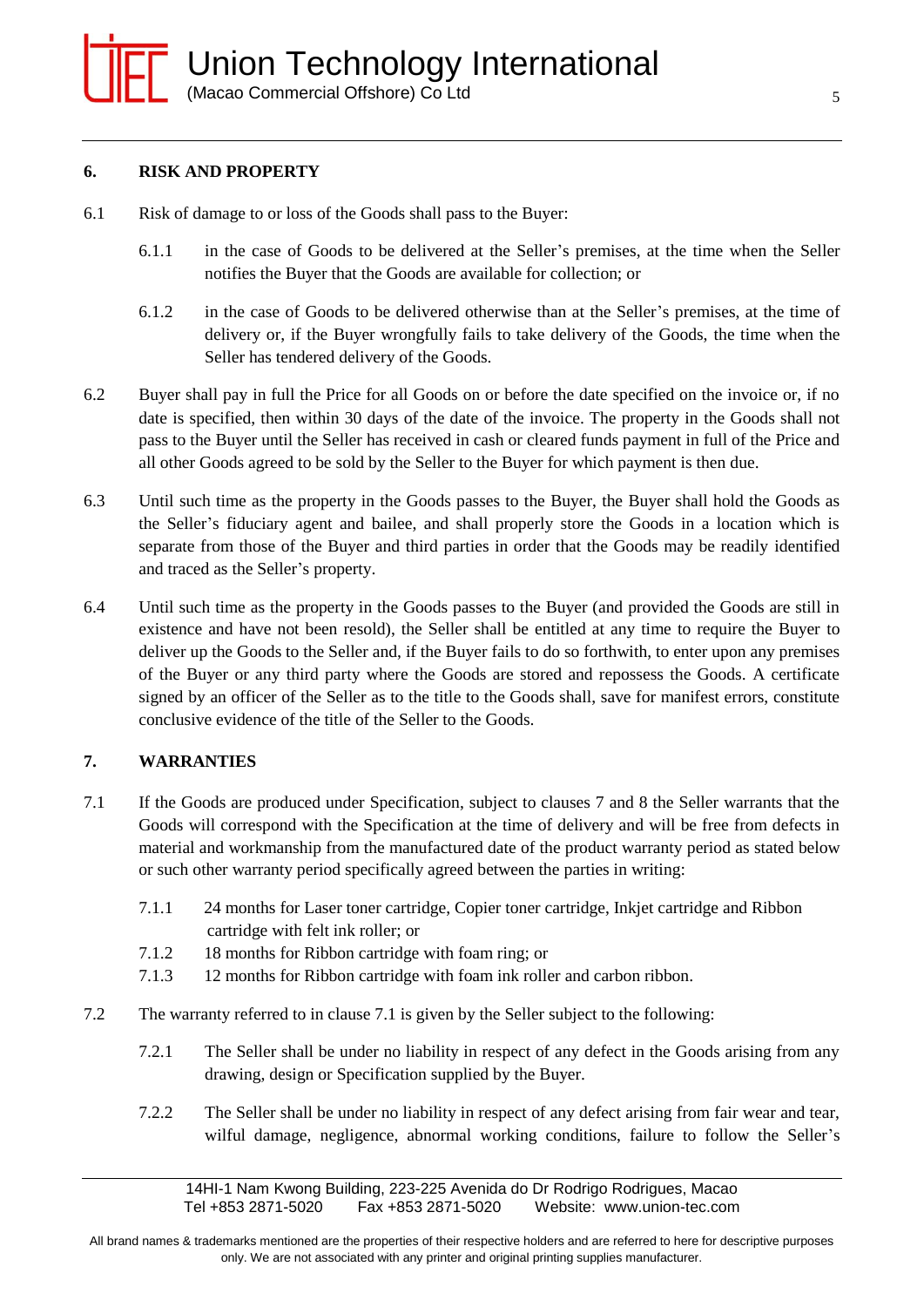## 6. RISK AND PROPERTY

6.1 Risk of damage to or loss of the Goods shall pass to the Buyer:

6.1.1 in the case of Goods to be delivered at the Seller's premises, at the time when the Seller notifies the Buyer that the Goods are available for collection; or

6.1.2 in the case of Goods to be delivered otherwise than at the Seller's premises, at the time of delivery or, if the Buyer wrongfully fails to take delivery of the Goods, the time when the Seller has tendered delivery of the Goods.

6.2 Buyer shall pay in full the Price for all Goods on or before the date specified on the invoice or, if no date is specified, then within 30 days of the date of the invoice. The property in the Goods shall not pass to the Buyer until the Seller has received in cash or cleared funds payment in full of the Price and all other Goods agreed to be sold by the Seller to the Buyer for which payment is then due.

6.3 Until such time as the property in the Goods passes to the Buyer, the Buyer shall hold the Goods as the Seller's fiduciary agent and bailee, and shall properly store the Goods in a location which is separate from those of the Buyer and third parties in order that the Goods may be readily identified and traced as the Seller's property.

6.4 Until such time as the property in the Goods passes to the Buyer (and provided the Goods are still in existence and have not been resold), the Seller shall be entitled at any time to require the Buyer to deliver up the Goods to the Seller and, if the Buyer fails to do so forthwith, to enter upon any premises of the Buyer or any third party where the Goods are stored and repossess the Goods. A certificate signed by an officer of the Seller as to the title to the Goods shall, save for manifest errors, constitute conclusive evidence of the title of the Seller to the Goods.

## 7. WARRANTIES

7.1 If the Goods are produced under Specification, subject to clauses 7 and 8 the Seller warrants that the Goods will correspond with the Specification at the time of delivery and will be free from defects in material and workmanship from the manufactured date of the product warranty period as stated below or such other warranty period specifically agreed between the parties in writing:

7.1.1 24 months for Laser toner cartridge, Copier toner cartridge, Inkjet cartridge and Ribbon cartridge with felt ink roller; or

7.1.2 18 months for Ribbon cartridge with foam ring; or

7.1.3 12 months for Ribbon cartridge with foam ink roller and carbon ribbon.

7.2 The warranty referred to in clause 7.1 is given by the Seller subject to the following:

7.2.1 The Seller shall be under no liability in respect of any defect in the Goods arising from any drawing, design or Specification supplied by the Buyer.

7.2.2 The Seller shall be under no liability in respect of any defect arising from fair wear and tear, wilful damage, negligence, abnormal working conditions, failure to follow the Seller's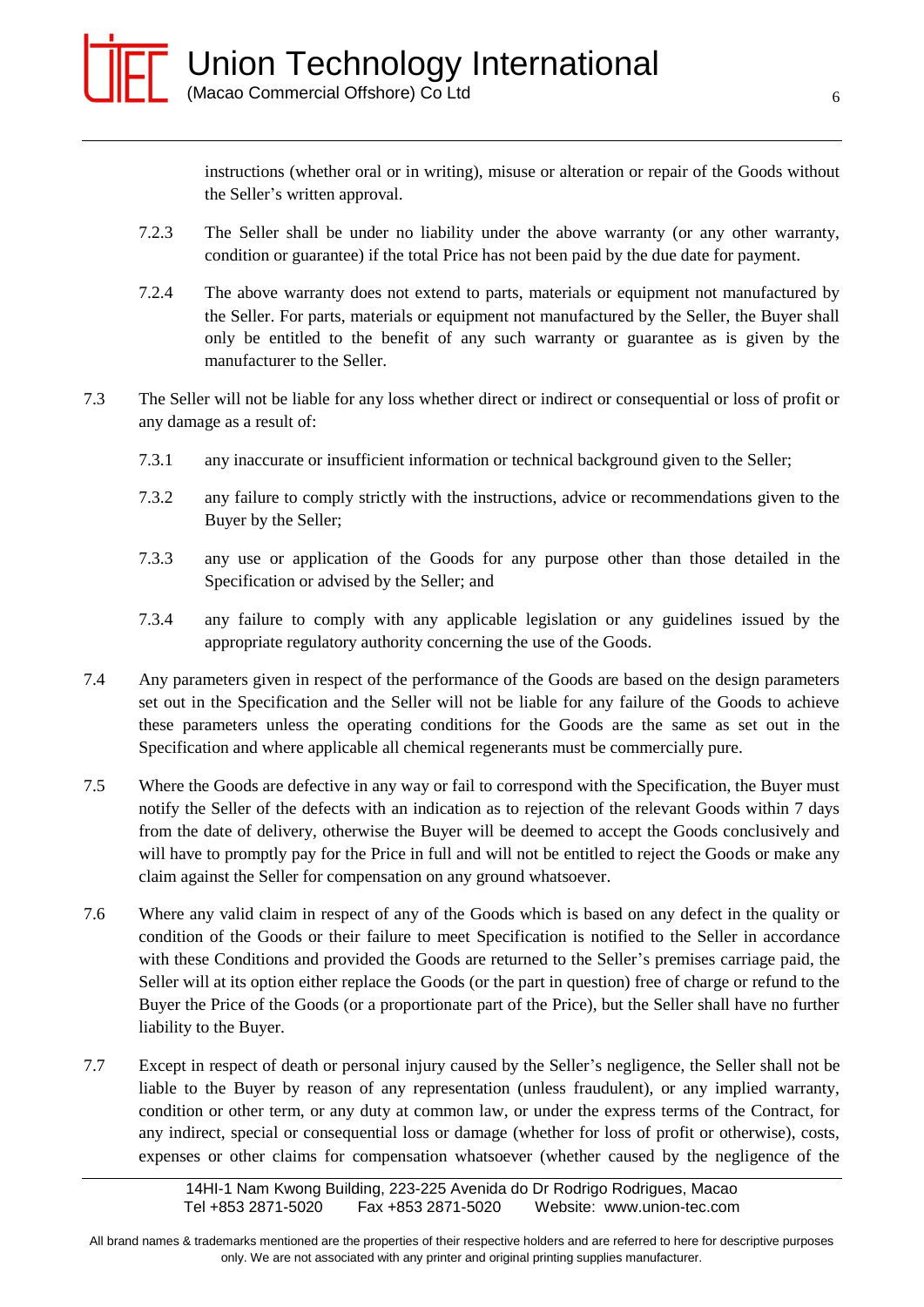instructions (whether oral or in writing), misuse or alteration or repair of the Goods without the Seller's written approval.

7.2.3 The Seller shall be under no liability under the above warranty (or any other warranty, condition or guarantee) if the total Price has not been paid by the due date for payment.

7.2.4 The above warranty does not extend to parts, materials or equipment not manufactured by the Seller. For parts, materials or equipment not manufactured by the Seller, the Buyer shall only be entitled to the benefit of any such warranty or guarantee as is given by the manufacturer to the Seller.

7.3 The Seller will not be liable for any loss whether direct or indirect or consequential or loss of profit or any damage as a result of:

7.3.1 any inaccurate or insufficient information or technical background given to the Seller;

7.3.2 any failure to comply strictly with the instructions, advice or recommendations given to the Buyer by the Seller;

7.3.3 any use or application of the Goods for any purpose other than those detailed in the Specification or advised by the Seller; and

7.3.4 any failure to comply with any applicable legislation or any guidelines issued by the appropriate regulatory authority concerning the use of the Goods.

7.4 Any parameters given in respect of the performance of the Goods are based on the design parameters set out in the Specification and the Seller will not be liable for any failure of the Goods to achieve these parameters unless the operating conditions for the Goods are the same as set out in the Specification and where applicable all chemical regenerants must be commercially pure.

7.5 Where the Goods are defective in any way or fail to correspond with the Specification, the Buyer must notify the Seller of the defects with an indication as to rejection of the relevant Goods within 7 days from the date of delivery, otherwise the Buyer will be deemed to accept the Goods conclusively and will have to promptly pay for the Price in full and will not be entitled to reject the Goods or make any claim against the Seller for compensation on any ground whatsoever.

7.6 Where any valid claim in respect of any of the Goods which is based on any defect in the quality or condition of the Goods or their failure to meet Specification is notified to the Seller in accordance with these Conditions and provided the Goods are returned to the Seller's premises carriage paid, the Seller will at its option either replace the Goods (or the part in question) free of charge or refund to the Buyer the Price of the Goods (or a proportionate part of the Price), but the Seller shall have no further liability to the Buyer.

7.7 Except in respect of death or personal injury caused by the Seller's negligence, the Seller shall not be liable to the Buyer by reason of any representation (unless fraudulent), or any implied warranty, condition or other term, or any duty at common law, or under the express terms of the Contract, for any indirect, special or consequential loss or damage (whether for loss of profit or otherwise), costs, expenses or other claims for compensation whatsoever (whether caused by the negligence of the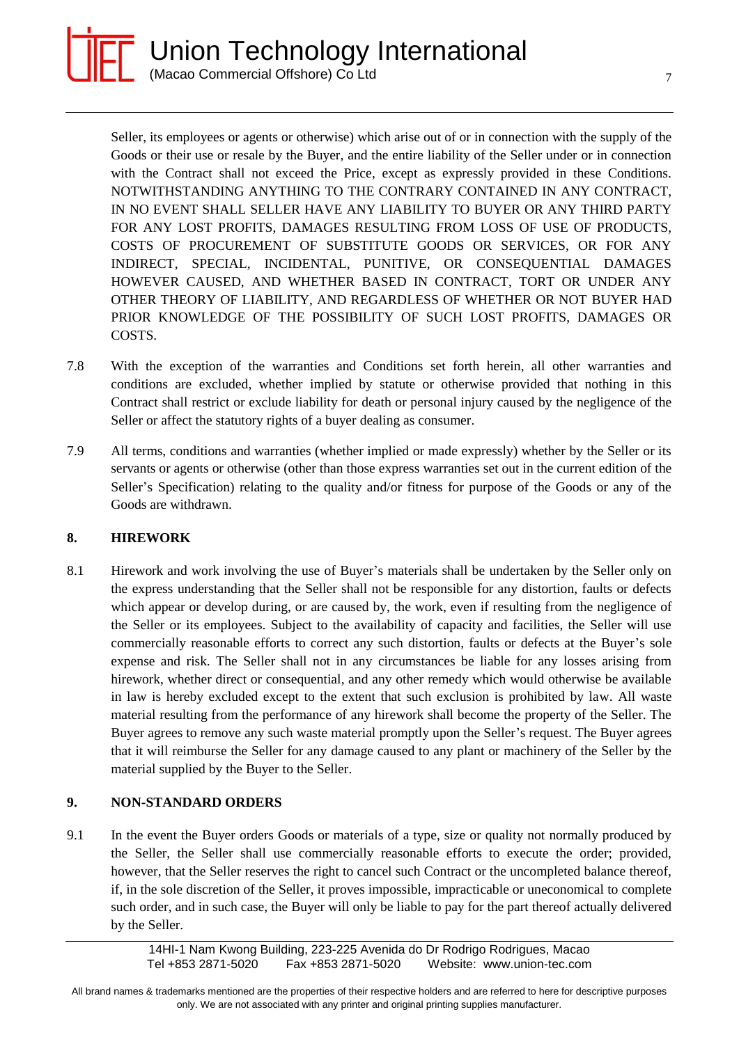Seller, its employees or agents or otherwise) which arise out of or in connection with the supply of the Goods or their use or resale by the Buyer, and the entire liability of the Seller under or in connection with the Contract shall not exceed the Price, except as expressly provided in these Conditions. NOTWITHSTANDING ANYTHING TO THE CONTRARY CONTAINED IN ANY CONTRACT, IN NO EVENT SHALL SELLER HAVE ANY LIABILITY TO BUYER OR ANY THIRD PARTY FOR ANY LOST PROFITS, DAMAGES RESULTING FROM LOSS OF USE OF PRODUCTS, COSTS OF PROCUREMENT OF SUBSTITUTE GOODS OR SERVICES, OR FOR ANY INDIRECT, SPECIAL, INCIDENTAL, PUNITIVE, OR CONSEQUENTIAL DAMAGES HOWEVER CAUSED, AND WHETHER BASED IN CONTRACT, TORT OR UNDER ANY OTHER THEORY OF LIABILITY, AND REGARDLESS OF WHETHER OR NOT BUYER HAD PRIOR KNOWLEDGE OF THE POSSIBILITY OF SUCH LOST PROFITS, DAMAGES OR COSTS.

7.8 With the exception of the warranties and Conditions set forth herein, all other warranties and conditions are excluded, whether implied by statute or otherwise provided that nothing in this Contract shall restrict or exclude liability for death or personal injury caused by the negligence of the Seller or affect the statutory rights of a buyer dealing as consumer.

7.9 All terms, conditions and warranties (whether implied or made expressly) whether by the Seller or its servants or agents or otherwise (other than those express warranties set out in the current edition of the Seller's Specification) relating to the quality and/or fitness for purpose of the Goods or any of the Goods are withdrawn.

## 8. HIREWORK

8.1 Hirework and work involving the use of Buyer's materials shall be undertaken by the Seller only on the express understanding that the Seller shall not be responsible for any distortion, faults or defects which appear or develop during, or are caused by, the work, even if resulting from the negligence of the Seller or its employees. Subject to the availability of capacity and facilities, the Seller will use commercially reasonable efforts to correct any such distortion, faults or defects at the Buyer's sole expense and risk. The Seller shall not in any circumstances be liable for any losses arising from hirework, whether direct or consequential, and any other remedy which would otherwise be available in law is hereby excluded except to the extent that such exclusion is prohibited by law. All waste material resulting from the performance of any hirework shall become the property of the Seller. The Buyer agrees to remove any such waste material promptly upon the Seller's request. The Buyer agrees that it will reimburse the Seller for any damage caused to any plant or machinery of the Seller by the material supplied by the Buyer to the Seller.

## 9. NON-STANDARD ORDERS

9.1 In the event the Buyer orders Goods or materials of a type, size or quality not normally produced by the Seller, the Seller shall use commercially reasonable efforts to execute the order; provided, however, that the Seller reserves the right to cancel such Contract or the uncompleted balance thereof, if, in the sole discretion of the Seller, it proves impossible, impracticable or uneconomical to complete such order, and in such case, the Buyer will only be liable to pay for the part thereof actually delivered by the Seller.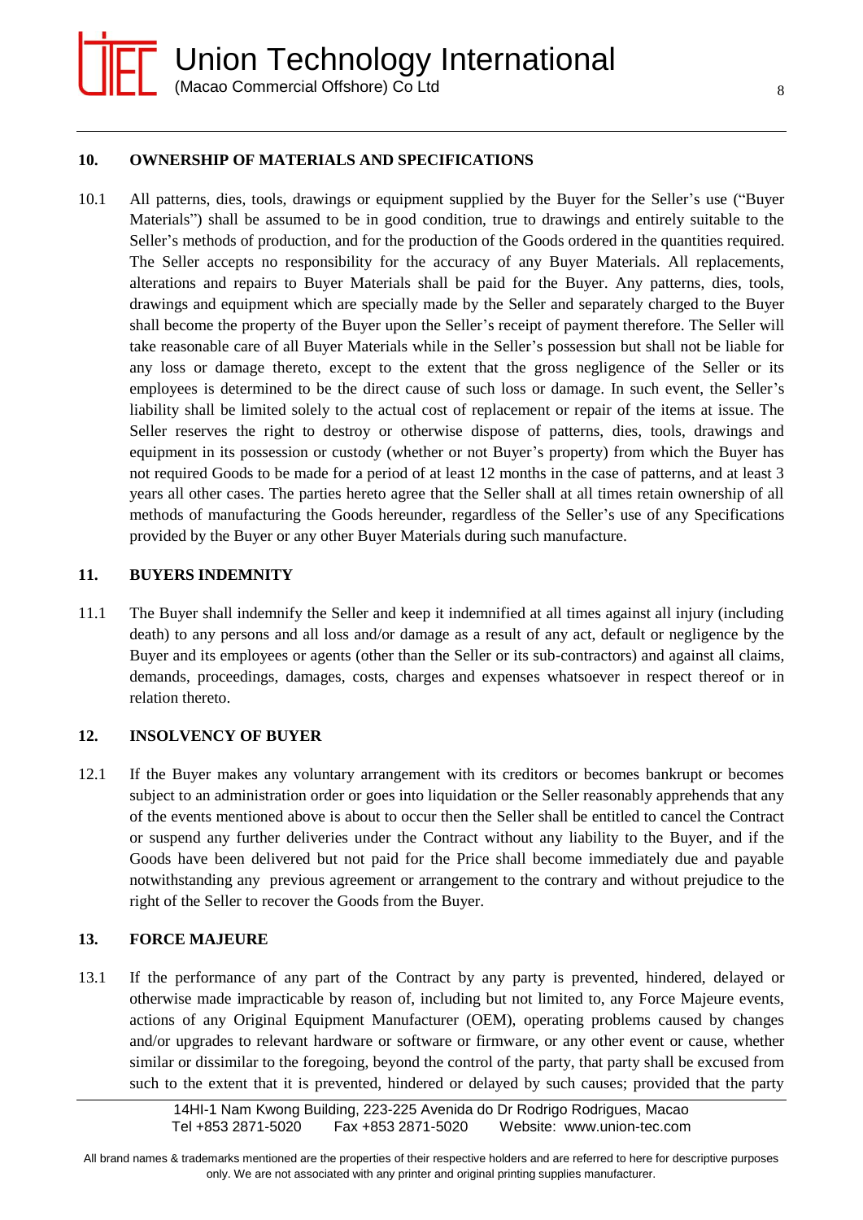## 10. OWNERSHIP OF MATERIALS AND SPECIFICATIONS

10.1 All patterns, dies, tools, drawings or equipment supplied by the Buyer for the Seller's use ("Buyer Materials") shall be assumed to be in good condition, true to drawings and entirely suitable to the Seller's methods of production, and for the production of the Goods ordered in the quantities required. The Seller accepts no responsibility for the accuracy of any Buyer Materials. All replacements, alterations and repairs to Buyer Materials shall be paid for the Buyer. Any patterns, dies, tools, drawings and equipment which are specially made by the Seller and separately charged to the Buyer shall become the property of the Buyer upon the Seller's receipt of payment therefore. The Seller will take reasonable care of all Buyer Materials while in the Seller's possession but shall not be liable for any loss or damage thereto, except to the extent that the gross negligence of the Seller or its employees is determined to be the direct cause of such loss or damage. In such event, the Seller's liability shall be limited solely to the actual cost of replacement or repair of the items at issue. The Seller reserves the right to destroy or otherwise dispose of patterns, dies, tools, drawings and equipment in its possession or custody (whether or not Buyer's property) from which the Buyer has not required Goods to be made for a period of at least 12 months in the case of patterns, and at least 3 years all other cases. The parties hereto agree that the Seller shall at all times retain ownership of all methods of manufacturing the Goods hereunder, regardless of the Seller's use of any Specifications provided by the Buyer or any other Buyer Materials during such manufacture.

## 11. BUYERS INDEMNITY

11.1 The Buyer shall indemnify the Seller and keep it indemnified at all times against all injury (including death) to any persons and all loss and/or damage as a result of any act, default or negligence by the Buyer and its employees or agents (other than the Seller or its sub-contractors) and against all claims, demands, proceedings, damages, costs, charges and expenses whatsoever in respect thereof or in relation thereto.

## 12. INSOLVENCY OF BUYER

12.1 If the Buyer makes any voluntary arrangement with its creditors or becomes bankrupt or becomes subject to an administration order or goes into liquidation or the Seller reasonably apprehends that any of the events mentioned above is about to occur then the Seller shall be entitled to cancel the Contract or suspend any further deliveries under the Contract without any liability to the Buyer, and if the Goods have been delivered but not paid for the Price shall become immediately due and payable notwithstanding any previous agreement or arrangement to the contrary and without prejudice to the right of the Seller to recover the Goods from the Buyer.

## 13. FORCE MAJEURE

13.1 If the performance of any part of the Contract by any party is prevented, hindered, delayed or otherwise made impracticable by reason of, including but not limited to, any Force Majeure events, actions of any Original Equipment Manufacturer (OEM), operating problems caused by changes and/or upgrades to relevant hardware or software or firmware, or any other event or cause, whether similar or dissimilar to the foregoing, beyond the control of the party, that party shall be excused from such to the extent that it is prevented, hindered or delayed by such causes; provided that the party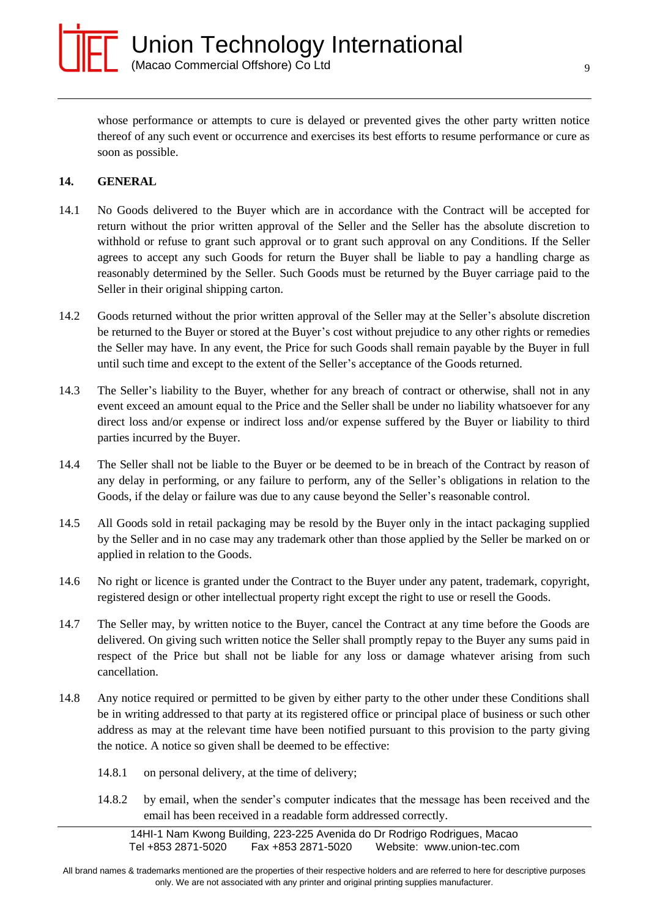whose performance or attempts to cure is delayed or prevented gives the other party written notice thereof of any such event or occurrence and exercises its best efforts to resume performance or cure as soon as possible.

## 14. GENERAL

14.1 No Goods delivered to the Buyer which are in accordance with the Contract will be accepted for return without the prior written approval of the Seller and the Seller has the absolute discretion to withhold or refuse to grant such approval or to grant such approval on any Conditions. If the Seller agrees to accept any such Goods for return the Buyer shall be liable to pay a handling charge as reasonably determined by the Seller. Such Goods must be returned by the Buyer carriage paid to the Seller in their original shipping carton.

14.2 Goods returned without the prior written approval of the Seller may at the Seller's absolute discretion be returned to the Buyer or stored at the Buyer's cost without prejudice to any other rights or remedies the Seller may have. In any event, the Price for such Goods shall remain payable by the Buyer in full until such time and except to the extent of the Seller's acceptance of the Goods returned.

14.3 The Seller's liability to the Buyer, whether for any breach of contract or otherwise, shall not in any event exceed an amount equal to the Price and the Seller shall be under no liability whatsoever for any direct loss and/or expense or indirect loss and/or expense suffered by the Buyer or liability to third parties incurred by the Buyer.

14.4 The Seller shall not be liable to the Buyer or be deemed to be in breach of the Contract by reason of any delay in performing, or any failure to perform, any of the Seller's obligations in relation to the Goods, if the delay or failure was due to any cause beyond the Seller's reasonable control.

14.5 All Goods sold in retail packaging may be resold by the Buyer only in the intact packaging supplied by the Seller and in no case may any trademark other than those applied by the Seller be marked on or applied in relation to the Goods.

14.6 No right or licence is granted under the Contract to the Buyer under any patent, trademark, copyright, registered design or other intellectual property right except the right to use or resell the Goods.

14.7 The Seller may, by written notice to the Buyer, cancel the Contract at any time before the Goods are delivered. On giving such written notice the Seller shall promptly repay to the Buyer any sums paid in respect of the Price but shall not be liable for any loss or damage whatever arising from such cancellation.

14.8 Any notice required or permitted to be given by either party to the other under these Conditions shall be in writing addressed to that party at its registered office or principal place of business or such other address as may at the relevant time have been notified pursuant to this provision to the party giving the notice. A notice so given shall be deemed to be effective:

14.8.1 on personal delivery, at the time of delivery;

14.8.2 by email, when the sender's computer indicates that the message has been received and the email has been received in a readable form addressed correctly.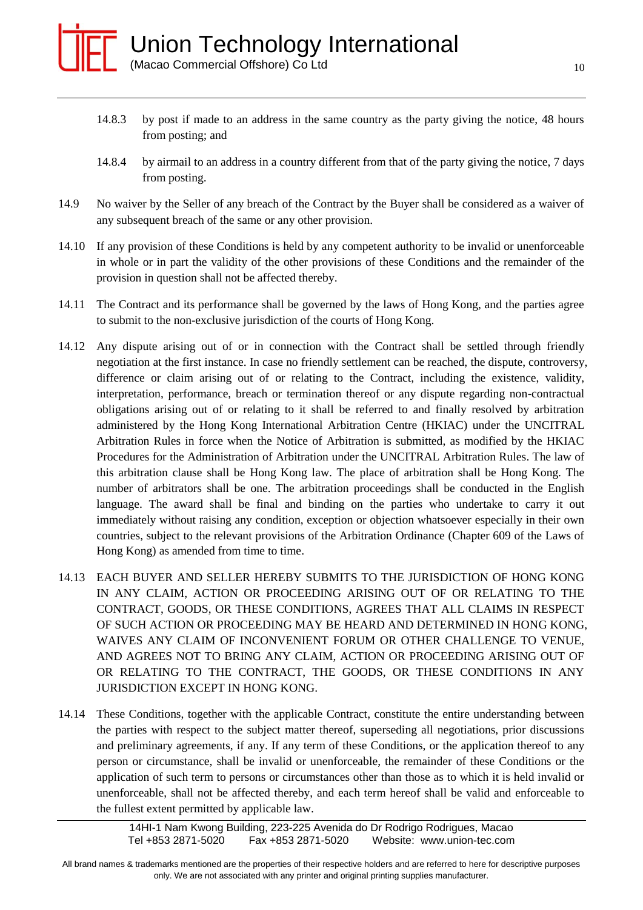14.8.3 by post if made to an address in the same country as the party giving the notice, 48 hours from posting; and

14.8.4 by airmail to an address in a country different from that of the party giving the notice, 7 days from posting.

14.9 No waiver by the Seller of any breach of the Contract by the Buyer shall be considered as a waiver of any subsequent breach of the same or any other provision.

14.10 If any provision of these Conditions is held by any competent authority to be invalid or unenforceable in whole or in part the validity of the other provisions of these Conditions and the remainder of the provision in question shall not be affected thereby.

14.11 The Contract and its performance shall be governed by the laws of Hong Kong, and the parties agree to submit to the non-exclusive jurisdiction of the courts of Hong Kong.

14.12 Any dispute arising out of or in connection with the Contract shall be settled through friendly negotiation at the first instance. In case no friendly settlement can be reached, the dispute, controversy, difference or claim arising out of or relating to the Contract, including the existence, validity, interpretation, performance, breach or termination thereof or any dispute regarding non-contractual obligations arising out of or relating to it shall be referred to and finally resolved by arbitration administered by the Hong Kong International Arbitration Centre (HKIAC) under the UNCITRAL Arbitration Rules in force when the Notice of Arbitration is submitted, as modified by the HKIAC Procedures for the Administration of Arbitration under the UNCITRAL Arbitration Rules. The law of this arbitration clause shall be Hong Kong law. The place of arbitration shall be Hong Kong. The number of arbitrators shall be one. The arbitration proceedings shall be conducted in the English language. The award shall be final and binding on the parties who undertake to carry it out immediately without raising any condition, exception or objection whatsoever especially in their own countries, subject to the relevant provisions of the Arbitration Ordinance (Chapter 609 of the Laws of Hong Kong) as amended from time to time.

14.13 EACH BUYER AND SELLER HEREBY SUBMITS TO THE JURISDICTION OF HONG KONG IN ANY CLAIM, ACTION OR PROCEEDING ARISING OUT OF OR RELATING TO THE CONTRACT, GOODS, OR THESE CONDITIONS, AGREES THAT ALL CLAIMS IN RESPECT OF SUCH ACTION OR PROCEEDING MAY BE HEARD AND DETERMINED IN HONG KONG, WAIVES ANY CLAIM OF INCONVENIENT FORUM OR OTHER CHALLENGE TO VENUE, AND AGREES NOT TO BRING ANY CLAIM, ACTION OR PROCEEDING ARISING OUT OF OR RELATING TO THE CONTRACT, THE GOODS, OR THESE CONDITIONS IN ANY JURISDICTION EXCEPT IN HONG KONG.

14.14 These Conditions, together with the applicable Contract, constitute the entire understanding between the parties with respect to the subject matter thereof, superseding all negotiations, prior discussions and preliminary agreements, if any. If any term of these Conditions, or the application thereof to any person or circumstance, shall be invalid or unenforceable, the remainder of these Conditions or the application of such term to persons or circumstances other than those as to which it is held invalid or unenforceable, shall not be affected thereby, and each term hereof shall be valid and enforceable to the fullest extent permitted by applicable law.